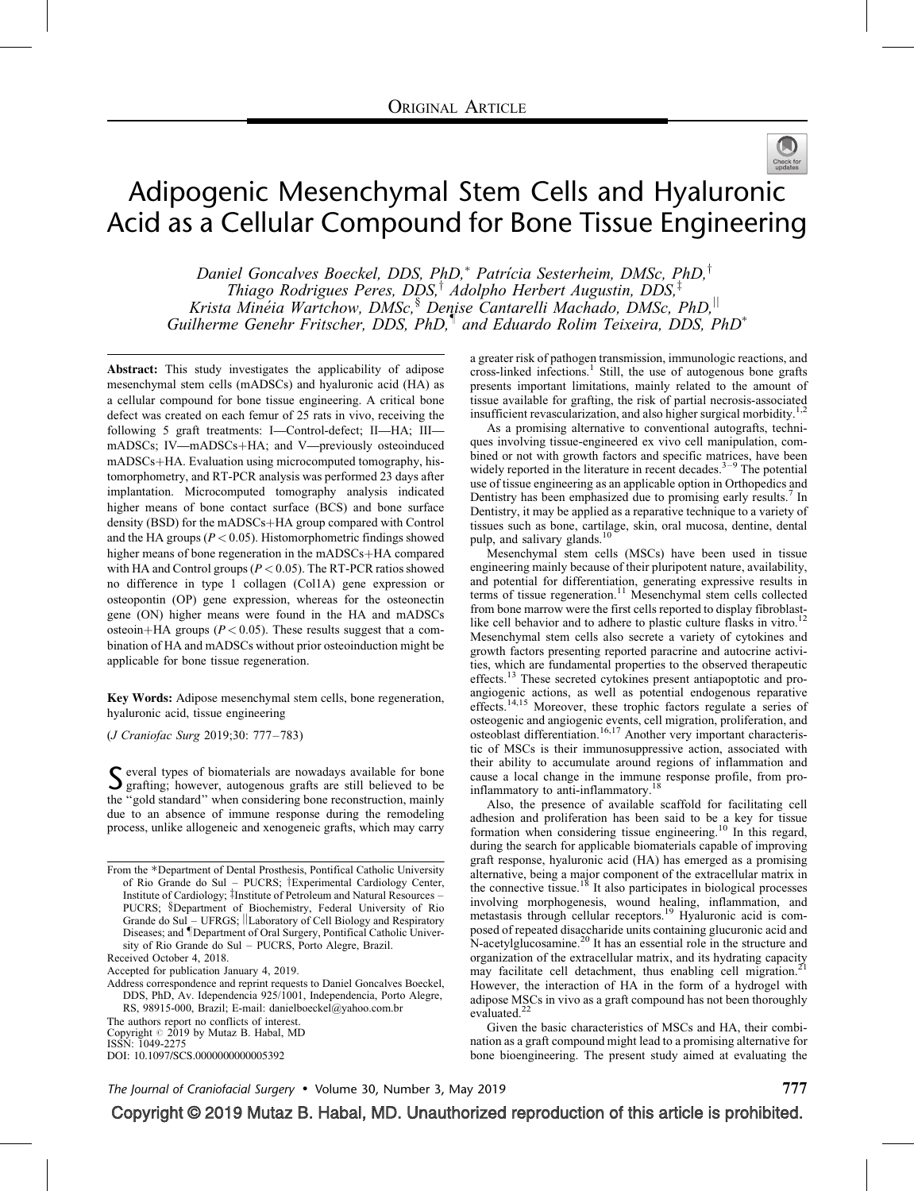ORIGINAL ARTICLE

# Adipogenic Mesenchymal Stem Cells and Hyaluronic Acid as a Cellular Compound for Bone Tissue Engineering

*Daniel Goncalves Boeckel, DDS, PhD,\* Patrícia Sesterheim, DMSc, PhD,† Thiago Rodrigues Peres, DDS,† Adolpho Herbert Augustin, DDS,‡ Krista Minéia Wartchow, DMSc,§ Denise Cantarelli Machado, DMSc, PhD,|| Guilherme Genehr Fritscher, DDS, PhD,¶ and Eduardo Rolim Teixeira, DDS, PhD\**

**Abstract:** This study investigates the applicability of adipose mesenchymal stem cells (mADSCs) and hyaluronic acid (HA) as a cellular compound for bone tissue engineering. A critical bone defect was created on each femur of 25 rats in vivo, receiving the following 5 graft treatments: I—Control-defect; II—HA; III—mADSCs; IV—mADSCs+HA; and V—previously osteoinduced mADSCs+HA. Evaluation using microcomputed tomography, histomorphometry, and RT-PCR analysis was performed 23 days after implantation. Microcomputed tomography analysis indicated higher means of bone contact surface (BCS) and bone surface density (BSD) for the mADSCs+HA group compared with Control and the HA groups ($P < 0.05$). Histomorphometric findings showed higher means of bone regeneration in the mADSCs+HA compared with HA and Control groups ($P < 0.05$). The RT-PCR ratios showed no difference in type 1 collagen (Col1A) gene expression or osteopontin (OP) gene expression, whereas for the osteonectin gene (ON) higher means were found in the HA and mADSCs osteoin+HA groups ($P < 0.05$). These results suggest that a combination of HA and mADSCs without prior osteoinduction might be applicable for bone tissue regeneration.

**Key Words:** Adipose mesenchymal stem cells, bone regeneration, hyaluronic acid, tissue engineering

(*J Craniofac Surg* 2019;30: 777–783)

Several types of biomaterials are nowadays available for bone grafting; however, autogenous grafts are still believed to be the ''gold standard'' when considering bone reconstruction, mainly due to an absence of immune response during the remodeling process, unlike allogeneic and xenogeneic grafts, which may carry a greater risk of pathogen transmission, immunologic reactions, and cross-linked infections.[1] Still, the use of autogenous bone grafts presents important limitations, mainly related to the amount of tissue available for grafting, the risk of partial necrosis-associated insufficient revascularization, and also higher surgical morbidity.[1,2]

As a promising alternative to conventional autografts, techniques involving tissue-engineered ex vivo cell manipulation, combined or not with growth factors and specific matrices, have been widely reported in the literature in recent decades.[3–9] The potential use of tissue engineering as an applicable option in Orthopedics and Dentistry has been emphasized due to promising early results.[7] In Dentistry, it may be applied as a reparative technique to a variety of tissues such as bone, cartilage, skin, oral mucosa, dentine, dental pulp, and salivary glands.[10]

Mesenchymal stem cells (MSCs) have been used in tissue engineering mainly because of their pluripotent nature, availability, and potential for differentiation, generating expressive results in terms of tissue regeneration.[11] Mesenchymal stem cells collected from bone marrow were the first cells reported to display fibroblast-like cell behavior and to adhere to plastic culture flasks in vitro.[12] Mesenchymal stem cells also secrete a variety of cytokines and growth factors presenting reported paracrine and autocrine activities, which are fundamental properties to the observed therapeutic effects.[13] These secreted cytokines present antiapoptotic and pro-angiogenic actions, as well as potential endogenous reparative effects.[14,15] Moreover, these trophic factors regulate a series of osteogenic and angiogenic events, cell migration, proliferation, and osteoblast differentiation.[16,17] Another very important characteristic of MSCs is their immunosuppressive action, associated with their ability to accumulate around regions of inflammation and cause a local change in the immune response profile, from pro-inflammatory to anti-inflammatory.[18]

Also, the presence of available scaffold for facilitating cell adhesion and proliferation has been said to be a key for tissue formation when considering tissue engineering.[10] In this regard, during the search for applicable biomaterials capable of improving graft response, hyaluronic acid (HA) has emerged as a promising alternative, being a major component of the extracellular matrix in the connective tissue.[18] It also participates in biological processes involving morphogenesis, wound healing, inflammation, and metastasis through cellular receptors.[19] Hyaluronic acid is composed of repeated disaccharide units containing glucuronic acid and N-acetylglucosamine.[20] It has an essential role in the structure and organization of the extracellular matrix, and its hydrating capacity may facilitate cell detachment, thus enabling cell migration.[21] However, the interaction of HA in the form of a hydrogel with adipose MSCs in vivo as a graft compound has not been thoroughly evaluated.[22]

Given the basic characteristics of MSCs and HA, their combination as a graft compound might lead to a promising alternative for bone bioengineering. The present study aimed at evaluating the

From the \*Department of Dental Prosthesis, Pontifical Catholic University of Rio Grande do Sul – PUCRS; †Experimental Cardiology Center, Institute of Cardiology; ‡Institute of Petroleum and Natural Resources – PUCRS; §Department of Biochemistry, Federal University of Rio Grande do Sul – UFRGS; ||Laboratory of Cell Biology and Respiratory Diseases; and ¶Department of Oral Surgery, Pontifical Catholic University of Rio Grande do Sul – PUCRS, Porto Alegre, Brazil.

Received October 4, 2018.

Accepted for publication January 4, 2019.

Address correspondence and reprint requests to Daniel Goncalves Boeckel, DDS, PhD, Av. Idependencia 925/1001, Independencia, Porto Alegre, RS, 98915-000, Brazil; E-mail: danielboeckel@yahoo.com.br

The authors report no conflicts of interest.

Copyright © 2019 by Mutaz B. Habal, MD

ISSN: 1049-2275

DOI: 10.1097/SCS.0000000000005392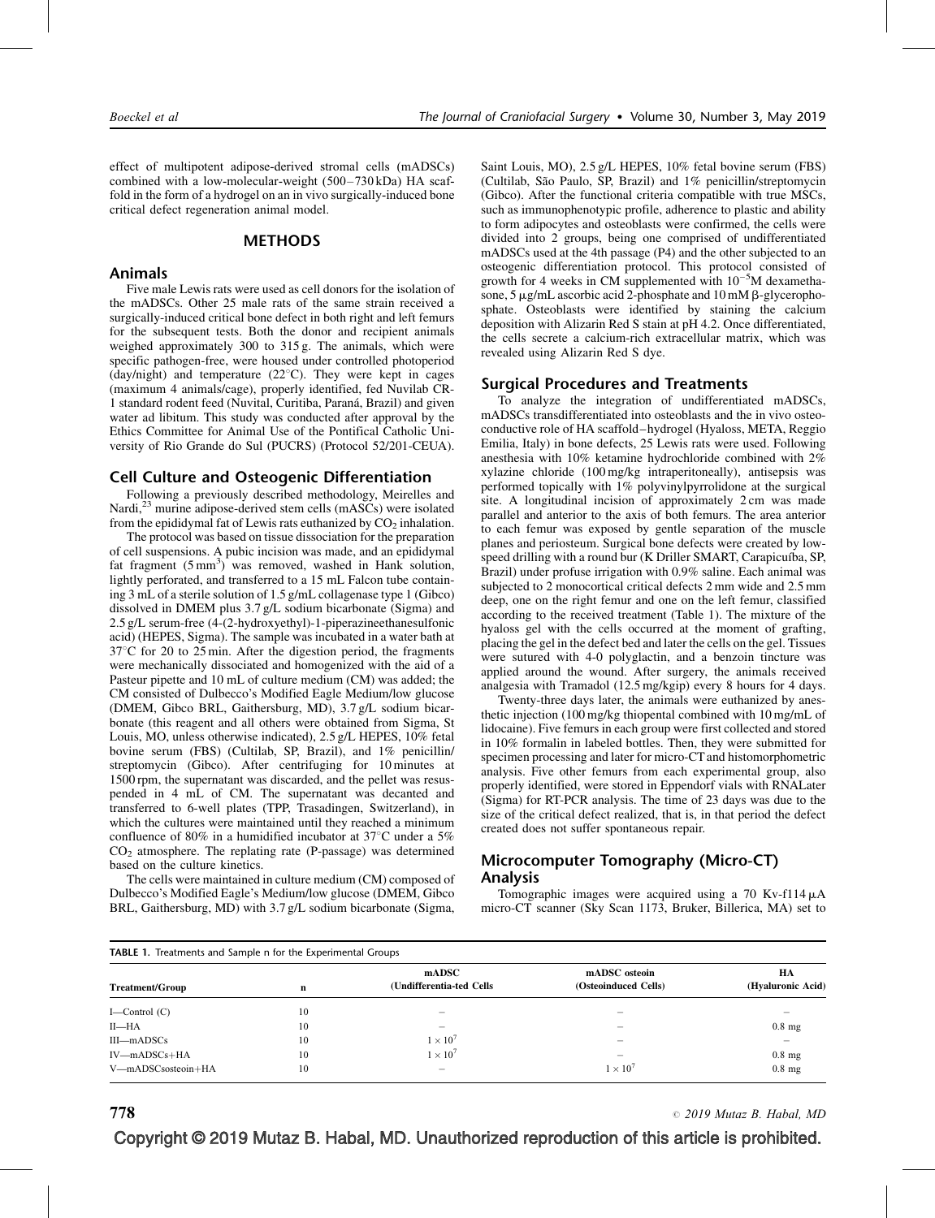effect of multipotent adipose-derived stromal cells (mADSCs) combined with a low-molecular-weight (500–730 kDa) HA scaffold in the form of a hydrogel on an in vivo surgically-induced bone critical defect regeneration animal model.

## METHODS

### Animals

Five male Lewis rats were used as cell donors for the isolation of the mADSCs. Other 25 male rats of the same strain received a surgically-induced critical bone defect in both right and left femurs for the subsequent tests. Both the donor and recipient animals weighed approximately 300 to 315 g. The animals, which were specific pathogen-free, were housed under controlled photoperiod (day/night) and temperature (22°C). They were kept in cages (maximum 4 animals/cage), properly identified, fed Nuvilab CR-1 standard rodent feed (Nuvital, Curitiba, Paraná, Brazil) and given water ad libitum. This study was conducted after approval by the Ethics Committee for Animal Use of the Pontifical Catholic University of Rio Grande do Sul (PUCRS) (Protocol 52/201-CEUA).

### Cell Culture and Osteogenic Differentiation

Following a previously described methodology, Meirelles and Nardi,[23] murine adipose-derived stem cells (mASCs) were isolated from the epididymal fat of Lewis rats euthanized by $CO_2$ inhalation.

The protocol was based on tissue dissociation for the preparation of cell suspensions. A pubic incision was made, and an epididymal fat fragment (5 $mm^3$) was removed, washed in Hank solution, lightly perforated, and transferred to a 15 mL Falcon tube containing 3 mL of a sterile solution of 1.5 g/mL collagenase type 1 (Gibco) dissolved in DMEM plus 3.7 g/L sodium bicarbonate (Sigma) and 2.5 g/L serum-free (4-(2-hydroxyethyl)-1-piperazineethanesulfonic acid) (HEPES, Sigma). The sample was incubated in a water bath at 37°C for 20 to 25 min. After the digestion period, the fragments were mechanically dissociated and homogenized with the aid of a Pasteur pipette and 10 mL of culture medium (CM) was added; the CM consisted of Dulbecco's Modified Eagle Medium/low glucose (DMEM, Gibco BRL, Gaithersburg, MD), 3.7 g/L sodium bicarbonate (this reagent and all others were obtained from Sigma, St Louis, MO, unless otherwise indicated), 2.5 g/L HEPES, 10% fetal bovine serum (FBS) (Cultilab, SP, Brazil), and 1% penicillin/streptomycin (Gibco). After centrifuging for 10 minutes at 1500 rpm, the supernatant was discarded, and the pellet was resuspended in 4 mL of CM. The supernatant was decanted and transferred to 6-well plates (TPP, Trasadingen, Switzerland), in which the cultures were maintained until they reached a minimum confluence of 80% in a humidified incubator at 37°C under a 5% $CO_2$ atmosphere. The replating rate (P-passage) was determined based on the culture kinetics.

The cells were maintained in culture medium (CM) composed of Dulbecco's Modified Eagle's Medium/low glucose (DMEM, Gibco BRL, Gaithersburg, MD) with 3.7 g/L sodium bicarbonate (Sigma, Saint Louis, MO), 2.5 g/L HEPES, 10% fetal bovine serum (FBS) (Cultilab, São Paulo, SP, Brazil) and 1% penicillin/streptomycin (Gibco). After the functional criteria compatible with true MSCs, such as immunophenotypic profile, adherence to plastic and ability to form adipocytes and osteoblasts were confirmed, the cells were divided into 2 groups, being one comprised of undifferentiated mADSCs used at the 4th passage (P4) and the other subjected to an osteogenic differentiation protocol. This protocol consisted of growth for 4 weeks in CM supplemented with $10^{-5}$M dexamethasone, 5 μg/mL ascorbic acid 2-phosphate and 10 mM β-glycerophosphate. Osteoblasts were identified by staining the calcium deposition with Alizarin Red S stain at pH 4.2. Once differentiated, the cells secrete a calcium-rich extracellular matrix, which was revealed using Alizarin Red S dye.

### Surgical Procedures and Treatments

To analyze the integration of undifferentiated mADSCs, mADSCs transdifferentiated into osteoblasts and the in vivo osteoconductive role of HA scaffold–hydrogel (Hyaloss, META, Reggio Emilia, Italy) in bone defects, 25 Lewis rats were used. Following anesthesia with 10% ketamine hydrochloride combined with 2% xylazine chloride (100 mg/kg intraperitoneally), antisepsis was performed topically with 1% polyvinylpyrrolidone at the surgical site. A longitudinal incision of approximately 2 cm was made parallel and anterior to the axis of both femurs. The area anterior to each femur was exposed by gentle separation of the muscle planes and periosteum. Surgical bone defects were created by low-speed drilling with a round bur (K Driller SMART, Carapicuíba, SP, Brazil) under profuse irrigation with 0.9% saline. Each animal was subjected to 2 monocortical critical defects 2 mm wide and 2.5 mm deep, one on the right femur and one on the left femur, classified according to the received treatment (Table 1). The mixture of the hyaloss gel with the cells occurred at the moment of grafting, placing the gel in the defect bed and later the cells on the gel. Tissues were sutured with 4-0 polyglactin, and a benzoin tincture was applied around the wound. After surgery, the animals received analgesia with Tramadol (12.5 mg/kgip) every 8 hours for 4 days.

Twenty-three days later, the animals were euthanized by anesthetic injection (100 mg/kg thiopental combined with 10 mg/mL of lidocaine). Five femurs in each group were first collected and stored in 10% formalin in labeled bottles. Then, they were submitted for specimen processing and later for micro-CT and histomorphometric analysis. Five other femurs from each experimental group, also properly identified, were stored in Eppendorf vials with RNALater (Sigma) for RT-PCR analysis. The time of 23 days was due to the size of the critical defect realized, that is, in that period the defect created does not suffer spontaneous repair.

### Microcomputer Tomography (Micro-CT) Analysis

Tomographic images were acquired using a 70 Kv-f114 μA micro-CT scanner (Sky Scan 1173, Bruker, Billerica, MA) set to

**TABLE 1.** Treatments and Sample n for the Experimental Groups

| Treatment/Group | n | mADSC (Undifferentia-ted Cells | mADSC osteoin (Osteoinduced Cells) | HA (Hyaluronic Acid) |
|---|---|---|---|---|
| I—Control (C) | 10 | – | – | – |
| II—HA | 10 | – | – | 0.8 mg |
| III—mADSCs | 10 | $1 \times 10^7$ | – | – |
| IV—mADSCs+HA | 10 | $1 \times 10^7$ | – | 0.8 mg |
| V—mADSCsosteoin+HA | 10 | – | $1 \times 10^7$ | 0.8 mg |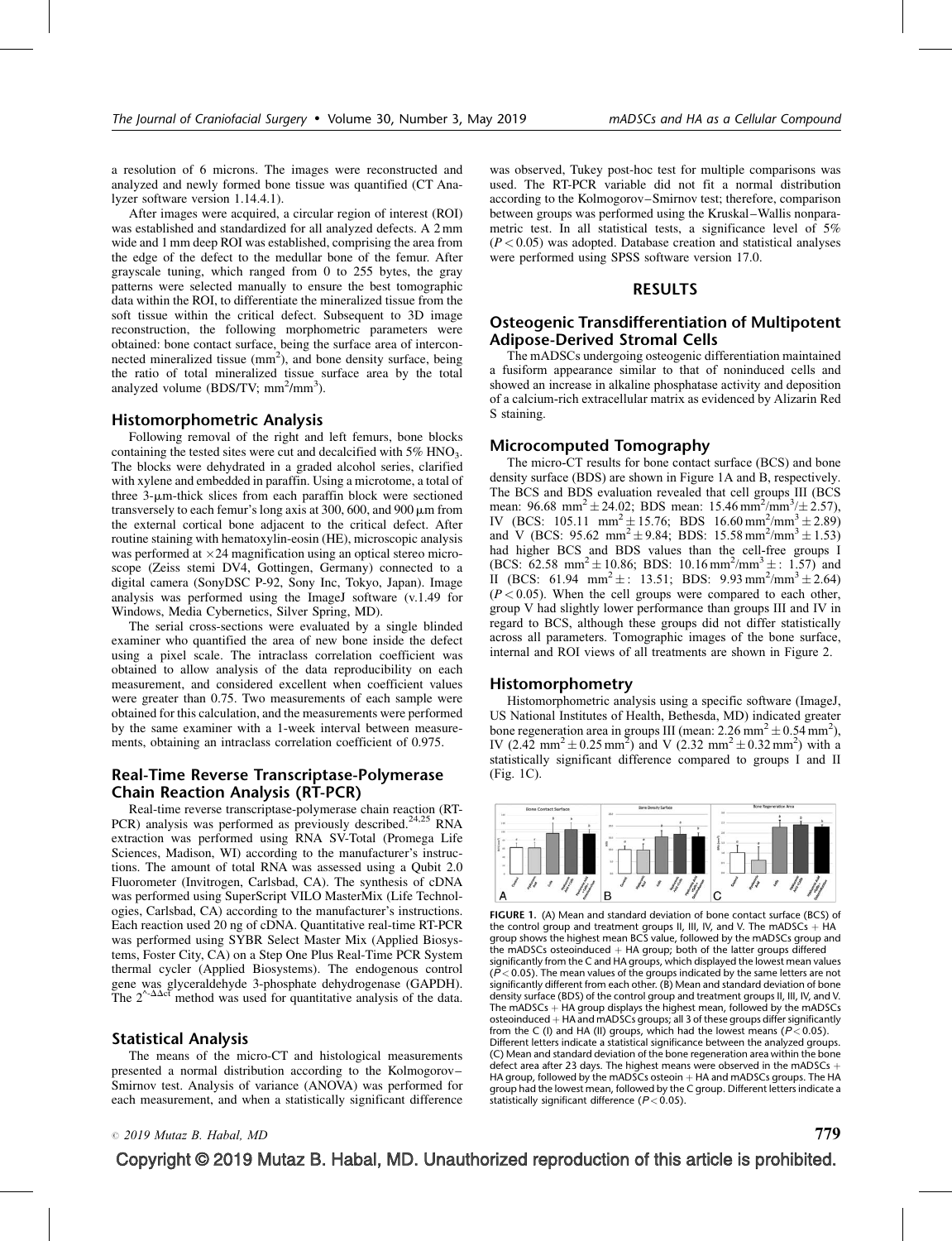a resolution of 6 microns. The images were reconstructed and analyzed and newly formed bone tissue was quantified (CT Analyzer software version 1.14.4.1).

After images were acquired, a circular region of interest (ROI) was established and standardized for all analyzed defects. A 2 mm wide and 1 mm deep ROI was established, comprising the area from the edge of the defect to the medullar bone of the femur. After grayscale tuning, which ranged from 0 to 255 bytes, the gray patterns were selected manually to ensure the best tomographic data within the ROI, to differentiate the mineralized tissue from the soft tissue within the critical defect. Subsequent to 3D image reconstruction, the following morphometric parameters were obtained: bone contact surface, being the surface area of interconnected mineralized tissue ($mm^2$), and bone density surface, being the ratio of total mineralized tissue surface area by the total analyzed volume (BDS/TV; $mm^2/mm^3$).

## Histomorphometric Analysis

Following removal of the right and left femurs, bone blocks containing the tested sites were cut and decalcified with 5% $HNO_3$. The blocks were dehydrated in a graded alcohol series, clarified with xylene and embedded in paraffin. Using a microtome, a total of three 3-μm-thick slices from each paraffin block were sectioned transversely to each femur's long axis at 300, 600, and 900 μm from the external cortical bone adjacent to the critical defect. After routine staining with hematoxylin-eosin (HE), microscopic analysis was performed at ×24 magnification using an optical stereo microscope (Zeiss stemi DV4, Gottingen, Germany) connected to a digital camera (SonyDSC P-92, Sony Inc, Tokyo, Japan). Image analysis was performed using the ImageJ software (v.1.49 for Windows, Media Cybernetics, Silver Spring, MD).

The serial cross-sections were evaluated by a single blinded examiner who quantified the area of new bone inside the defect using a pixel scale. The intraclass correlation coefficient was obtained to allow analysis of the data reproducibility on each measurement, and considered excellent when coefficient values were greater than 0.75. Two measurements of each sample were obtained for this calculation, and the measurements were performed by the same examiner with a 1-week interval between measurements, obtaining an intraclass correlation coefficient of 0.975.

## Real-Time Reverse Transcriptase-Polymerase Chain Reaction Analysis (RT-PCR)

Real-time reverse transcriptase-polymerase chain reaction (RT-PCR) analysis was performed as previously described.[24,25] RNA extraction was performed using RNA SV-Total (Promega Life Sciences, Madison, WI) according to the manufacturer's instructions. The amount of total RNA was assessed using a Qubit 2.0 Fluorometer (Invitrogen, Carlsbad, CA). The synthesis of cDNA was performed using SuperScript VILO MasterMix (Life Technologies, Carlsbad, CA) according to the manufacturer's instructions. Each reaction used 20 ng of cDNA. Quantitative real-time RT-PCR was performed using SYBR Select Master Mix (Applied Biosystems, Foster City, CA) on a Step One Plus Real-Time PCR System thermal cycler (Applied Biosystems). The endogenous control gene was glyceraldehyde 3-phosphate dehydrogenase (GAPDH). The $2^{-\Delta\Delta ct}$ method was used for quantitative analysis of the data.

## Statistical Analysis

The means of the micro-CT and histological measurements presented a normal distribution according to the Kolmogorov–Smirnov test. Analysis of variance (ANOVA) was performed for each measurement, and when a statistically significant difference was observed, Tukey post-hoc test for multiple comparisons was used. The RT-PCR variable did not fit a normal distribution according to the Kolmogorov–Smirnov test; therefore, comparison between groups was performed using the Kruskal–Wallis nonparametric test. In all statistical tests, a significance level of 5% ($P < 0.05$) was adopted. Database creation and statistical analyses were performed using SPSS software version 17.0.

# RESULTS

## Osteogenic Transdifferentiation of Multipotent Adipose-Derived Stromal Cells

The mADSCs undergoing osteogenic differentiation maintained a fusiform appearance similar to that of noninduced cells and showed an increase in alkaline phosphatase activity and deposition of a calcium-rich extracellular matrix as evidenced by Alizarin Red S staining.

## Microcomputed Tomography

The micro-CT results for bone contact surface (BCS) and bone density surface (BDS) are shown in Figure 1A and B, respectively. The BCS and BDS evaluation revealed that cell groups III (BCS mean: 96.68 $mm^2 \pm 24.02$; BDS mean: 15.46 $mm^2/mm^3/\pm 2.57$), IV (BCS: 105.11 $mm^2 \pm 15.76$; BDS 16.60 $mm^2/mm^3 \pm 2.89$) and V (BCS: 95.62 $mm^2 \pm 9.84$; BDS: 15.58 $mm^2/mm^3 \pm 1.53$) had higher BCS and BDS values than the cell-free groups I (BCS: 62.58 $mm^2 \pm 10.86$; BDS: 10.16 $mm^2/mm^3 \pm$: 1.57) and II (BCS: 61.94 $mm^2 \pm$: 13.51; BDS: 9.93 $mm^2/mm^3 \pm 2.64$) ($P < 0.05$). When the cell groups were compared to each other, group V had slightly lower performance than groups III and IV in regard to BCS, although these groups did not differ statistically across all parameters. Tomographic images of the bone surface, internal and ROI views of all treatments are shown in Figure 2.

## Histomorphometry

Histomorphometric analysis using a specific software (ImageJ, US National Institutes of Health, Bethesda, MD) indicated greater bone regeneration area in groups III (mean: 2.26 $mm^2 \pm 0.54$ $mm^2$), IV (2.42 $mm^2 \pm 0.25$ $mm^2$) and V (2.32 $mm^2 \pm 0.32$ $mm^2$) with a statistically significant difference compared to groups I and II (Fig. 1C).

FIGURE 1. (A) Mean and standard deviation of bone contact surface (BCS) of the control group and treatment groups II, III, IV, and V. The mADSCs + HA group shows the highest mean BCS value, followed by the mADSCs group and the mADSCs osteoinduced + HA group; both of the latter groups differed significantly from the C and HA groups, which displayed the lowest mean values ($P < 0.05$). The mean values of the groups indicated by the same letters are not significantly different from each other. (B) Mean and standard deviation of bone density surface (BDS) of the control group and treatment groups II, III, IV, and V. The mADSCs + HA group displays the highest mean, followed by the mADSCs osteoinduced + HA and mADSCs groups; all 3 of these groups differ significantly from the C (I) and HA (II) groups, which had the lowest means ($P < 0.05$). Different letters indicate a statistical significance between the analyzed groups. (C) Mean and standard deviation of the bone regeneration area within the bone defect area after 23 days. The highest means were observed in the mADSCs + HA group, followed by the mADSCs osteoin + HA and mADSCs groups. The HA group had the lowest mean, followed by the C group. Different letters indicate a statistically significant difference ($P < 0.05$).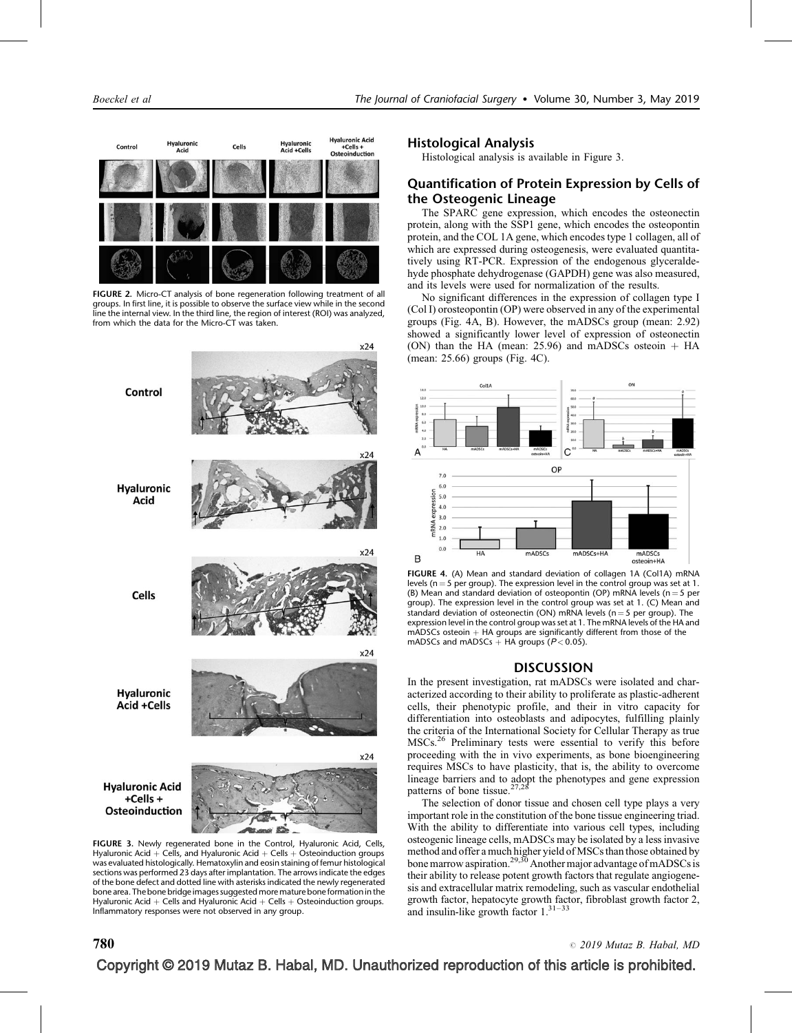FIGURE 2. Micro-CT analysis of bone regeneration following treatment of all groups. In first line, it is possible to observe the surface view while in the second line the internal view. In the third line, the region of interest (ROI) was analyzed, from which the data for the Micro-CT was taken.

FIGURE 3. Newly regenerated bone in the Control, Hyaluronic Acid, Cells, Hyaluronic Acid + Cells, and Hyaluronic Acid + Cells + Osteoinduction groups was evaluated histologically. Hematoxylin and eosin staining of femur histological sections was performed 23 days after implantation. The arrows indicate the edges of the bone defect and dotted line with asterisks indicated the newly regenerated bone area. The bone bridge images suggested more mature bone formation in the Hyaluronic Acid + Cells and Hyaluronic Acid + Cells + Osteoinduction groups. Inflammatory responses were not observed in any group.

## Histological Analysis

Histological analysis is available in Figure 3.

## Quantification of Protein Expression by Cells of the Osteogenic Lineage

The SPARC gene expression, which encodes the osteonectin protein, along with the SSP1 gene, which encodes the osteopontin protein, and the COL 1A gene, which encodes type 1 collagen, all of which are expressed during osteogenesis, were evaluated quantitatively using RT-PCR. Expression of the endogenous glyceraldehyde phosphate dehydrogenase (GAPDH) gene was also measured, and its levels were used for normalization of the results.

No significant differences in the expression of collagen type I (Col I) orosteopontin (OP) were observed in any of the experimental groups (Fig. 4A, B). However, the mADSCs group (mean: 2.92) showed a significantly lower level of expression of osteonectin (ON) than the HA (mean: 25.96) and mADSCs osteoin + HA (mean: 25.66) groups (Fig. 4C).

FIGURE 4. (A) Mean and standard deviation of collagen 1A (Col1A) mRNA levels (n = 5 per group). The expression level in the control group was set at 1. (B) Mean and standard deviation of osteopontin (OP) mRNA levels (n = 5 per group). The expression level in the control group was set at 1. (C) Mean and standard deviation of osteonectin (ON) mRNA levels (n = 5 per group). The expression level in the control group was set at 1. The mRNA levels of the HA and mADSCs osteoin + HA groups are significantly different from those of the mADSCs and mADSCs + HA groups ($P < 0.05$).

# DISCUSSION

In the present investigation, rat mADSCs were isolated and characterized according to their ability to proliferate as plastic-adherent cells, their phenotypic profile, and their in vitro capacity for differentiation into osteoblasts and adipocytes, fulfilling plainly the criteria of the International Society for Cellular Therapy as true MSCs.[26] Preliminary tests were essential to verify this before proceeding with the in vivo experiments, as bone bioengineering requires MSCs to have plasticity, that is, the ability to overcome lineage barriers and to adopt the phenotypes and gene expression patterns of bone tissue.[27,28]

The selection of donor tissue and chosen cell type plays a very important role in the constitution of the bone tissue engineering triad. With the ability to differentiate into various cell types, including osteogenic lineage cells, mADSCs may be isolated by a less invasive method and offer a much higher yield of MSCs than those obtained by bone marrow aspiration.[29,30] Another major advantage of mADSCs is their ability to release potent growth factors that regulate angiogenesis and extracellular matrix remodeling, such as vascular endothelial growth factor, hepatocyte growth factor, fibroblast growth factor 2, and insulin-like growth factor 1.[31–33]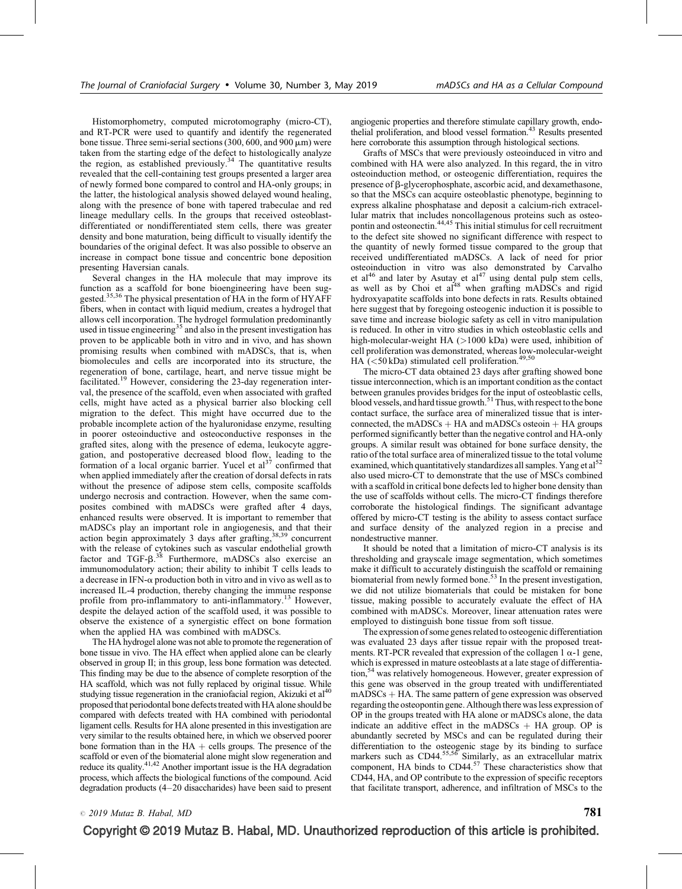Histomorphometry, computed microtomography (micro-CT), and RT-PCR were used to quantify and identify the regenerated bone tissue. Three semi-serial sections (300, 600, and 900 μm) were taken from the starting edge of the defect to histologically analyze the region, as established previously.[34] The quantitative results revealed that the cell-containing test groups presented a larger area of newly formed bone compared to control and HA-only groups; in the latter, the histological analysis showed delayed wound healing, along with the presence of bone with tapered trabeculae and red lineage medullary cells. In the groups that received osteoblast-differentiated or nondifferentiated stem cells, there was greater density and bone maturation, being difficult to visually identify the boundaries of the original defect. It was also possible to observe an increase in compact bone tissue and concentric bone deposition presenting Haversian canals.

Several changes in the HA molecule that may improve its function as a scaffold for bone bioengineering have been suggested.[35,36] The physical presentation of HA in the form of HYAFF fibers, when in contact with liquid medium, creates a hydrogel that allows cell incorporation. The hydrogel formulation predominantly used in tissue engineering[35] and also in the present investigation has proven to be applicable both in vitro and in vivo, and has shown promising results when combined with mADSCs, that is, when biomolecules and cells are incorporated into its structure, the regeneration of bone, cartilage, heart, and nerve tissue might be facilitated.[19] However, considering the 23-day regeneration interval, the presence of the scaffold, even when associated with grafted cells, might have acted as a physical barrier also blocking cell migration to the defect. This might have occurred due to the probable incomplete action of the hyaluronidase enzyme, resulting in poorer osteoinductive and osteoconductive responses in the grafted sites, along with the presence of edema, leukocyte aggregation, and postoperative decreased blood flow, leading to the formation of a local organic barrier. Yucel et al[37] confirmed that when applied immediately after the creation of dorsal defects in rats without the presence of adipose stem cells, composite scaffolds undergo necrosis and contraction. However, when the same composites combined with mADSCs were grafted after 4 days, enhanced results were observed. It is important to remember that mADSCs play an important role in angiogenesis, and that their action begin approximately 3 days after grafting,[38,39] concurrent with the release of cytokines such as vascular endothelial growth factor and TGF-β.[38] Furthermore, mADSCs also exercise an immunomodulatory action; their ability to inhibit T cells leads to a decrease in IFN-α production both in vitro and in vivo as well as to increased IL-4 production, thereby changing the immune response profile from pro-inflammatory to anti-inflammatory.[13] However, despite the delayed action of the scaffold used, it was possible to observe the existence of a synergistic effect on bone formation when the applied HA was combined with mADSCs.

The HA hydrogel alone was not able to promote the regeneration of bone tissue in vivo. The HA effect when applied alone can be clearly observed in group II; in this group, less bone formation was detected. This finding may be due to the absence of complete resorption of the HA scaffold, which was not fully replaced by original tissue. While studying tissue regeneration in the craniofacial region, Akizuki et al[40] proposed that periodontal bone defects treated with HA alone should be compared with defects treated with HA combined with periodontal ligament cells. Results for HA alone presented in this investigation are very similar to the results obtained here, in which we observed poorer bone formation than in the HA + cells groups. The presence of the scaffold or even of the biomaterial alone might slow regeneration and reduce its quality.[41,42] Another important issue is the HA degradation process, which affects the biological functions of the compound. Acid degradation products (4–20 disaccharides) have been said to present angiogenic properties and therefore stimulate capillary growth, endothelial proliferation, and blood vessel formation.[43] Results presented here corroborate this assumption through histological sections.

Grafts of MSCs that were previously osteoinduced in vitro and combined with HA were also analyzed. In this regard, the in vitro osteoinduction method, or osteogenic differentiation, requires the presence of β-glycerophosphate, ascorbic acid, and dexamethasone, so that the MSCs can acquire osteoblastic phenotype, beginning to express alkaline phosphatase and deposit a calcium-rich extracellular matrix that includes noncollagenous proteins such as osteopontin and osteonectin.[44,45] This initial stimulus for cell recruitment to the defect site showed no significant difference with respect to the quantity of newly formed tissue compared to the group that received undifferentiated mADSCs. A lack of need for prior osteoinduction in vitro was also demonstrated by Carvalho et al[46] and later by Asutay et al[47] using dental pulp stem cells, as well as by Choi et al[48] when grafting mADSCs and rigid hydroxyapatite scaffolds into bone defects in rats. Results obtained here suggest that by foregoing osteogenic induction it is possible to save time and increase biologic safety as cell in vitro manipulation is reduced. In other in vitro studies in which osteoblastic cells and high-molecular-weight HA (>1000 kDa) were used, inhibition of cell proliferation was demonstrated, whereas low-molecular-weight HA (<50 kDa) stimulated cell proliferation.[49,50]

The micro-CT data obtained 23 days after grafting showed bone tissue interconnection, which is an important condition as the contact between granules provides bridges for the input of osteoblastic cells, blood vessels, and hard tissue growth.[51] Thus, with respect to the bone contact surface, the surface area of mineralized tissue that is interconnected, the mADSCs + HA and mADSCs osteoin + HA groups performed significantly better than the negative control and HA-only groups. A similar result was obtained for bone surface density, the ratio of the total surface area of mineralized tissue to the total volume examined, which quantitatively standardizes all samples. Yang et al[52] also used micro-CT to demonstrate that the use of MSCs combined with a scaffold in critical bone defects led to higher bone density than the use of scaffolds without cells. The micro-CT findings therefore corroborate the histological findings. The significant advantage offered by micro-CT testing is the ability to assess contact surface and surface density of the analyzed region in a precise and nondestructive manner.

It should be noted that a limitation of micro-CT analysis is its thresholding and grayscale image segmentation, which sometimes make it difficult to accurately distinguish the scaffold or remaining biomaterial from newly formed bone.[53] In the present investigation, we did not utilize biomaterials that could be mistaken for bone tissue, making possible to accurately evaluate the effect of HA combined with mADSCs. Moreover, linear attenuation rates were employed to distinguish bone tissue from soft tissue.

The expression of some genes related to osteogenic differentiation was evaluated 23 days after tissue repair with the proposed treatments. RT-PCR revealed that expression of the collagen 1 α-1 gene, which is expressed in mature osteoblasts at a late stage of differentiation,[54] was relatively homogeneous. However, greater expression of this gene was observed in the group treated with undifferentiated mADSCs + HA. The same pattern of gene expression was observed regarding the osteopontin gene. Although there was less expression of OP in the groups treated with HA alone or mADSCs alone, the data indicate an additive effect in the mADSCs + HA group. OP is abundantly secreted by MSCs and can be regulated during their differentiation to the osteogenic stage by its binding to surface markers such as CD44.[55,56] Similarly, as an extracellular matrix component, HA binds to CD44.[57] These characteristics show that CD44, HA, and OP contribute to the expression of specific receptors that facilitate transport, adherence, and infiltration of MSCs to the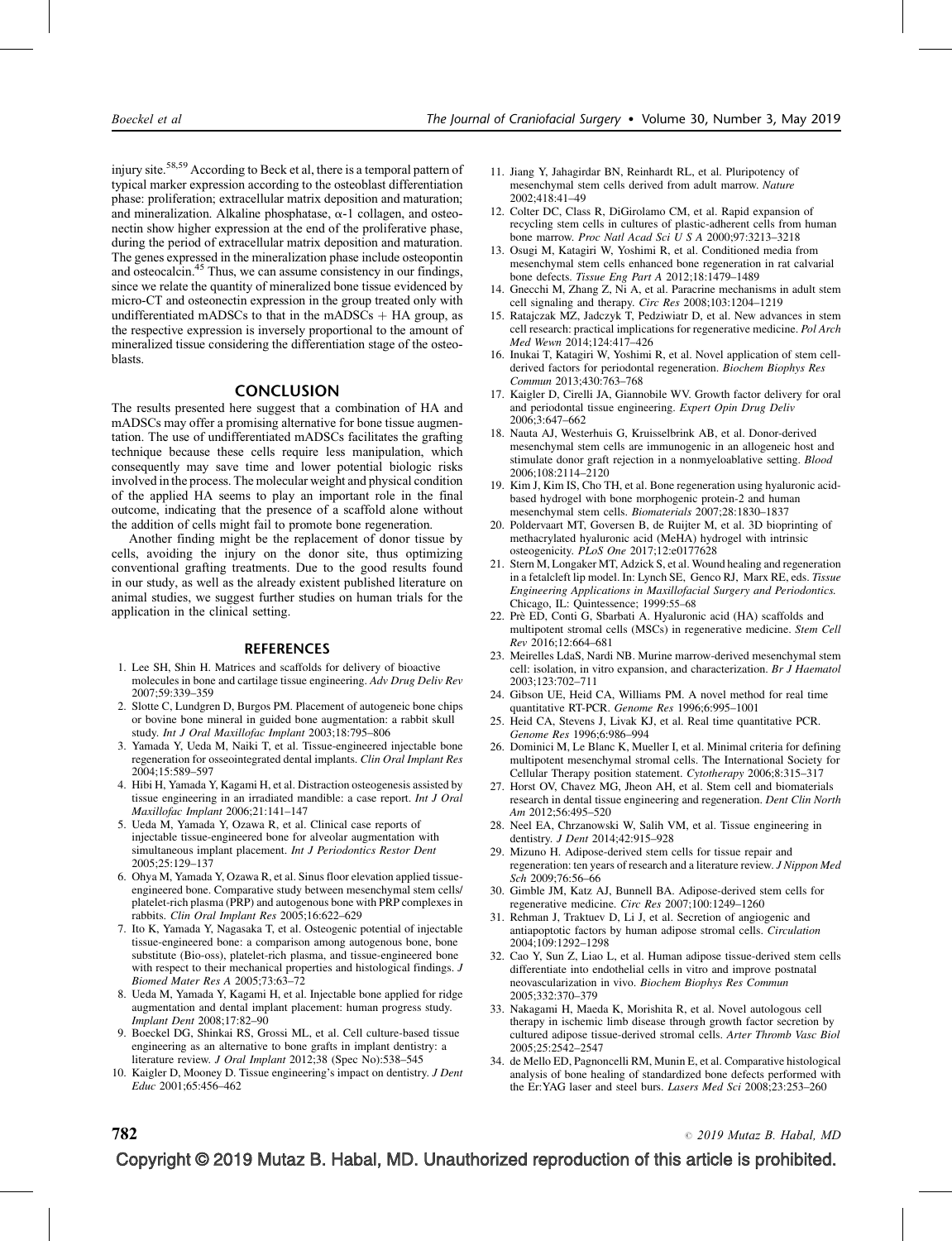injury site.[58,59] According to Beck et al, there is a temporal pattern of typical marker expression according to the osteoblast differentiation phase: proliferation; extracellular matrix deposition and maturation; and mineralization. Alkaline phosphatase, $\alpha$-1 collagen, and osteonectin show higher expression at the end of the proliferative phase, during the period of extracellular matrix deposition and maturation. The genes expressed in the mineralization phase include osteopontin and osteocalcin.[45] Thus, we can assume consistency in our findings, since we relate the quantity of mineralized bone tissue evidenced by micro-CT and osteonectin expression in the group treated only with undifferentiated mADSCs to that in the mADSCs + HA group, as the respective expression is inversely proportional to the amount of mineralized tissue considering the differentiation stage of the osteoblasts.

## CONCLUSION

The results presented here suggest that a combination of HA and mADSCs may offer a promising alternative for bone tissue augmentation. The use of undifferentiated mADSCs facilitates the grafting technique because these cells require less manipulation, which consequently may save time and lower potential biologic risks involved in the process. The molecular weight and physical condition of the applied HA seems to play an important role in the final outcome, indicating that the presence of a scaffold alone without the addition of cells might fail to promote bone regeneration.

Another finding might be the replacement of donor tissue by cells, avoiding the injury on the donor site, thus optimizing conventional grafting treatments. Due to the good results found in our study, as well as the already existent published literature on animal studies, we suggest further studies on human trials for the application in the clinical setting.

## REFERENCES

1. Lee SH, Shin H. Matrices and scaffolds for delivery of bioactive molecules in bone and cartilage tissue engineering. *Adv Drug Deliv Rev* 2007;59:339–359
2. Slotte C, Lundgren D, Burgos PM. Placement of autogeneic bone chips or bovine bone mineral in guided bone augmentation: a rabbit skull study. *Int J Oral Maxillofac Implant* 2003;18:795–806
3. Yamada Y, Ueda M, Naiki T, et al. Tissue-engineered injectable bone regeneration for osseointegrated dental implants. *Clin Oral Implant Res* 2004;15:589–597
4. Hibi H, Yamada Y, Kagami H, et al. Distraction osteogenesis assisted by tissue engineering in an irradiated mandible: a case report. *Int J Oral Maxillofac Implant* 2006;21:141–147
5. Ueda M, Yamada Y, Ozawa R, et al. Clinical case reports of injectable tissue-engineered bone for alveolar augmentation with simultaneous implant placement. *Int J Periodontics Restor Dent* 2005;25:129–137
6. Ohya M, Yamada Y, Ozawa R, et al. Sinus floor elevation applied tissue-engineered bone. Comparative study between mesenchymal stem cells/platelet-rich plasma (PRP) and autogenous bone with PRP complexes in rabbits. *Clin Oral Implant Res* 2005;16:622–629
7. Ito K, Yamada Y, Nagasaka T, et al. Osteogenic potential of injectable tissue-engineered bone: a comparison among autogenous bone, bone substitute (Bio-oss), platelet-rich plasma, and tissue-engineered bone with respect to their mechanical properties and histological findings. *J Biomed Mater Res A* 2005;73:63–72
8. Ueda M, Yamada Y, Kagami H, et al. Injectable bone applied for ridge augmentation and dental implant placement: human progress study. *Implant Dent* 2008;17:82–90
9. Boeckel DG, Shinkai RS, Grossi ML, et al. Cell culture-based tissue engineering as an alternative to bone grafts in implant dentistry: a literature review. *J Oral Implant* 2012;38 (Spec No):538–545
10. Kaigler D, Mooney D. Tissue engineering's impact on dentistry. *J Dent Educ* 2001;65:456–462
11. Jiang Y, Jahagirdar BN, Reinhardt RL, et al. Pluripotency of mesenchymal stem cells derived from adult marrow. *Nature* 2002;418:41–49
12. Colter DC, Class R, DiGirolamo CM, et al. Rapid expansion of recycling stem cells in cultures of plastic-adherent cells from human bone marrow. *Proc Natl Acad Sci U S A* 2000;97:3213–3218
13. Osugi M, Katagiri W, Yoshimi R, et al. Conditioned media from mesenchymal stem cells enhanced bone regeneration in rat calvarial bone defects. *Tissue Eng Part A* 2012;18:1479–1489
14. Gnecchi M, Zhang Z, Ni A, et al. Paracrine mechanisms in adult stem cell signaling and therapy. *Circ Res* 2008;103:1204–1219
15. Ratajczak MZ, Jadczyk T, Pedziwiatr D, et al. New advances in stem cell research: practical implications for regenerative medicine. *Pol Arch Med Wewn* 2014;124:417–426
16. Inukai T, Katagiri W, Yoshimi R, et al. Novel application of stem cell-derived factors for periodontal regeneration. *Biochem Biophys Res Commun* 2013;430:763–768
17. Kaigler D, Cirelli JA, Giannobile WV. Growth factor delivery for oral and periodontal tissue engineering. *Expert Opin Drug Deliv* 2006;3:647–662
18. Nauta AJ, Westerhuis G, Kruisselbrink AB, et al. Donor-derived mesenchymal stem cells are immunogenic in an allogeneic host and stimulate donor graft rejection in a nonmyeloablative setting. *Blood* 2006;108:2114–2120
19. Kim J, Kim IS, Cho TH, et al. Bone regeneration using hyaluronic acid-based hydrogel with bone morphogenic protein-2 and human mesenchymal stem cells. *Biomaterials* 2007;28:1830–1837
20. Poldervaart MT, Goversen B, de Ruijter M, et al. 3D bioprinting of methacrylated hyaluronic acid (MeHA) hydrogel with intrinsic osteogenicity. *PLoS One* 2017;12:e0177628
21. Stern M, Longaker MT, Adzick S, et al. Wound healing and regeneration in a fetalcleft lip model. In: Lynch SE, Genco RJ, Marx RE, eds. *Tissue Engineering Applications in Maxillofacial Surgery and Periodontics.* Chicago, IL: Quintessence; 1999:55–68
22. Prè ED, Conti G, Sbarbati A. Hyaluronic acid (HA) scaffolds and multipotent stromal cells (MSCs) in regenerative medicine. *Stem Cell Rev* 2016;12:664–681
23. Meirelles LdaS, Nardi NB. Murine marrow-derived mesenchymal stem cell: isolation, in vitro expansion, and characterization. *Br J Haematol* 2003;123:702–711
24. Gibson UE, Heid CA, Williams PM. A novel method for real time quantitative RT-PCR. *Genome Res* 1996;6:995–1001
25. Heid CA, Stevens J, Livak KJ, et al. Real time quantitative PCR. *Genome Res* 1996;6:986–994
26. Dominici M, Le Blanc K, Mueller I, et al. Minimal criteria for defining multipotent mesenchymal stromal cells. The International Society for Cellular Therapy position statement. *Cytotherapy* 2006;8:315–317
27. Horst OV, Chavez MG, Jheon AH, et al. Stem cell and biomaterials research in dental tissue engineering and regeneration. *Dent Clin North Am* 2012;56:495–520
28. Neel EA, Chrzanowski W, Salih VM, et al. Tissue engineering in dentistry. *J Dent* 2014;42:915–928
29. Mizuno H. Adipose-derived stem cells for tissue repair and regeneration: ten years of research and a literature review. *J Nippon Med Sch* 2009;76:56–66
30. Gimble JM, Katz AJ, Bunnell BA. Adipose-derived stem cells for regenerative medicine. *Circ Res* 2007;100:1249–1260
31. Rehman J, Traktuev D, Li J, et al. Secretion of angiogenic and antiapoptotic factors by human adipose stromal cells. *Circulation* 2004;109:1292–1298
32. Cao Y, Sun Z, Liao L, et al. Human adipose tissue-derived stem cells differentiate into endothelial cells in vitro and improve postnatal neovascularization in vivo. *Biochem Biophys Res Commun* 2005;332:370–379
33. Nakagami H, Maeda K, Morishita R, et al. Novel autologous cell therapy in ischemic limb disease through growth factor secretion by cultured adipose tissue-derived stromal cells. *Arter Thromb Vasc Biol* 2005;25:2542–2547
34. de Mello ED, Pagnoncelli RM, Munin E, et al. Comparative histological analysis of bone healing of standardized bone defects performed with the Er:YAG laser and steel burs. *Lasers Med Sci* 2008;23:253–260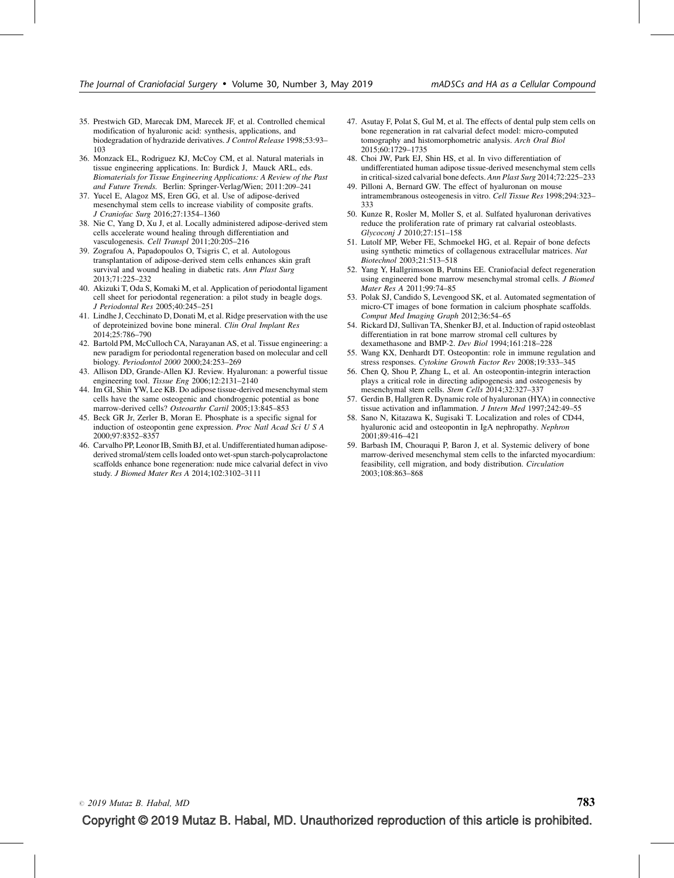35. Prestwich GD, Marecak DM, Marecek JF, et al. Controlled chemical modification of hyaluronic acid: synthesis, applications, and biodegradation of hydrazide derivatives. *J Control Release* 1998;53:93–103
36. Monzack EL, Rodriguez KJ, McCoy CM, et al. Natural materials in tissue engineering applications. In: Burdick J, Mauck ARL, eds. *Biomaterials for Tissue Engineering Applications: A Review of the Past and Future Trends.* Berlin: Springer-Verlag/Wien; 2011:209–241
37. Yucel E, Alagoz MS, Eren GG, et al. Use of adipose-derived mesenchymal stem cells to increase viability of composite grafts. *J Craniofac Surg* 2016;27:1354–1360
38. Nie C, Yang D, Xu J, et al. Locally administered adipose-derived stem cells accelerate wound healing through differentiation and vasculogenesis. *Cell Transpl* 2011;20:205–216
39. Zografou A, Papadopoulos O, Tsigris C, et al. Autologous transplantation of adipose-derived stem cells enhances skin graft survival and wound healing in diabetic rats. *Ann Plast Surg* 2013;71:225–232
40. Akizuki T, Oda S, Komaki M, et al. Application of periodontal ligament cell sheet for periodontal regeneration: a pilot study in beagle dogs. *J Periodontal Res* 2005;40:245–251
41. Lindhe J, Cecchinato D, Donati M, et al. Ridge preservation with the use of deproteinized bovine bone mineral. *Clin Oral Implant Res* 2014;25:786–790
42. Bartold PM, McCulloch CA, Narayanan AS, et al. Tissue engineering: a new paradigm for periodontal regeneration based on molecular and cell biology. *Periodontol 2000* 2000;24:253–269
43. Allison DD, Grande-Allen KJ. Review. Hyaluronan: a powerful tissue engineering tool. *Tissue Eng* 2006;12:2131–2140
44. Im GI, Shin YW, Lee KB. Do adipose tissue-derived mesenchymal stem cells have the same osteogenic and chondrogenic potential as bone marrow-derived cells? *Osteoarthr Cartil* 2005;13:845–853
45. Beck GR Jr, Zerler B, Moran E. Phosphate is a specific signal for induction of osteopontin gene expression. *Proc Natl Acad Sci U S A* 2000;97:8352–8357
46. Carvalho PP, Leonor IB, Smith BJ, et al. Undifferentiated human adipose-derived stromal/stem cells loaded onto wet-spun starch-polycaprolactone scaffolds enhance bone regeneration: nude mice calvarial defect in vivo study. *J Biomed Mater Res A* 2014;102:3102–3111
47. Asutay F, Polat S, Gul M, et al. The effects of dental pulp stem cells on bone regeneration in rat calvarial defect model: micro-computed tomography and histomorphometric analysis. *Arch Oral Biol* 2015;60:1729–1735
48. Choi JW, Park EJ, Shin HS, et al. In vivo differentiation of undifferentiated human adipose tissue-derived mesenchymal stem cells in critical-sized calvarial bone defects. *Ann Plast Surg* 2014;72:225–233
49. Pilloni A, Bernard GW. The effect of hyaluronan on mouse intramembranous osteogenesis in vitro. *Cell Tissue Res* 1998;294:323–333
50. Kunze R, Rosler M, Moller S, et al. Sulfated hyaluronan derivatives reduce the proliferation rate of primary rat calvarial osteoblasts. *Glycoconj J* 2010;27:151–158
51. Lutolf MP, Weber FE, Schmoekel HG, et al. Repair of bone defects using synthetic mimetics of collagenous extracellular matrices. *Nat Biotechnol* 2003;21:513–518
52. Yang Y, Hallgrimsson B, Putnins EE. Craniofacial defect regeneration using engineered bone marrow mesenchymal stromal cells. *J Biomed Mater Res A* 2011;99:74–85
53. Polak SJ, Candido S, Levengood SK, et al. Automated segmentation of micro-CT images of bone formation in calcium phosphate scaffolds. *Comput Med Imaging Graph* 2012;36:54–65
54. Rickard DJ, Sullivan TA, Shenker BJ, et al. Induction of rapid osteoblast differentiation in rat bone marrow stromal cell cultures by dexamethasone and BMP-2. *Dev Biol* 1994;161:218–228
55. Wang KX, Denhardt DT. Osteopontin: role in immune regulation and stress responses. *Cytokine Growth Factor Rev* 2008;19:333–345
56. Chen Q, Shou P, Zhang L, et al. An osteopontin-integrin interaction plays a critical role in directing adipogenesis and osteogenesis by mesenchymal stem cells. *Stem Cells* 2014;32:327–337
57. Gerdin B, Hallgren R. Dynamic role of hyaluronan (HYA) in connective tissue activation and inflammation. *J Intern Med* 1997;242:49–55
58. Sano N, Kitazawa K, Sugisaki T. Localization and roles of CD44, hyaluronic acid and osteopontin in IgA nephropathy. *Nephron* 2001;89:416–421
59. Barbash IM, Chouraqui P, Baron J, et al. Systemic delivery of bone marrow-derived mesenchymal stem cells to the infarcted myocardium: feasibility, cell migration, and body distribution. *Circulation* 2003;108:863–868